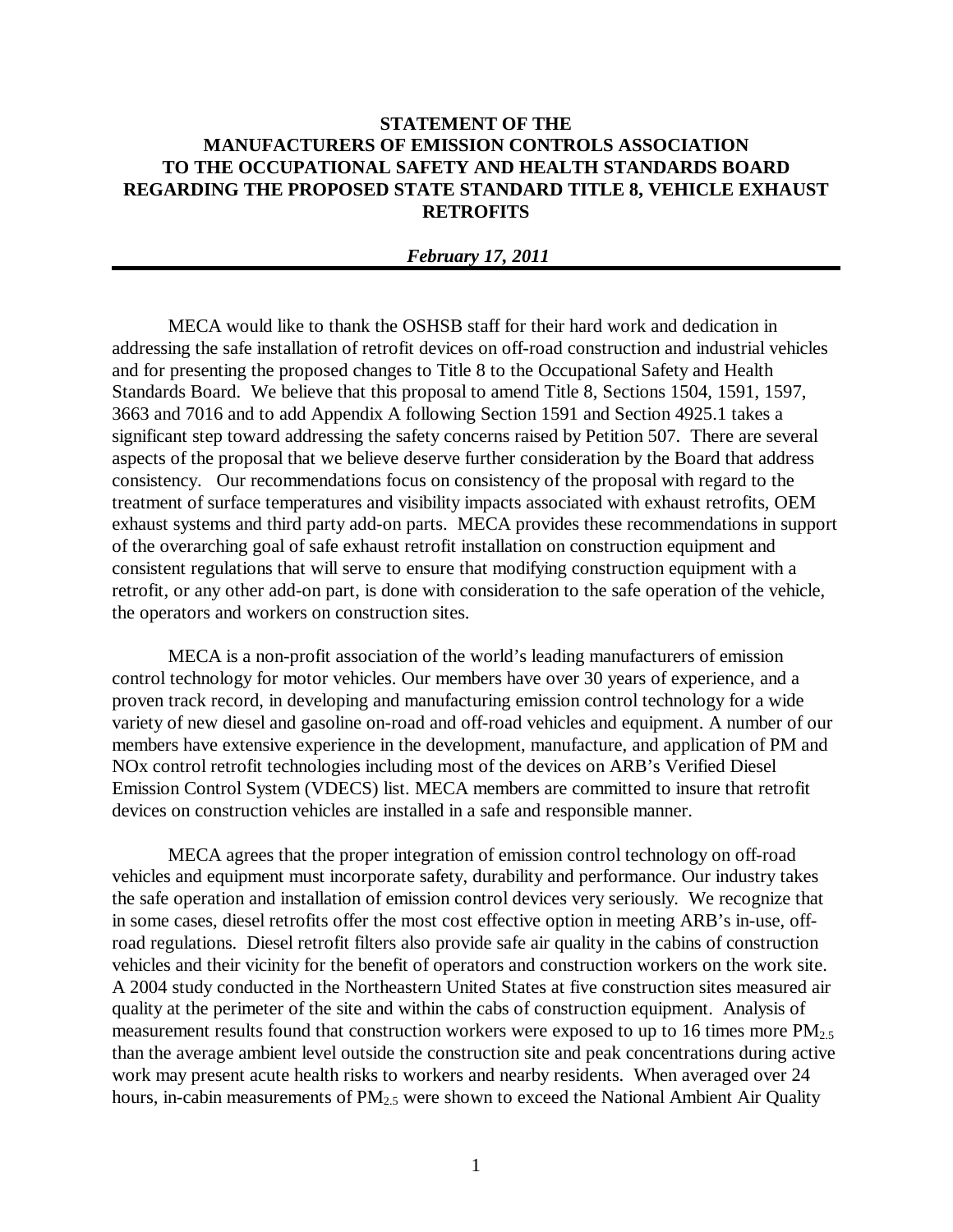# STATEMENT OF THE MANUFACTURERS OF EMISSION CONTROLS ASSOCIATION TO THE OCCUPATIONAL SAFETY AND HEALTH STANDARDS BOARD REGARDING THE PROPOSED STATE STANDARD TITLE 8, VEHICLE EXHAUST RETROFITS

***February 17, 2011***

---

MECA would like to thank the OSHSB staff for their hard work and dedication in addressing the safe installation of retrofit devices on off-road construction and industrial vehicles and for presenting the proposed changes to Title 8 to the Occupational Safety and Health Standards Board. We believe that this proposal to amend Title 8, Sections 1504, 1591, 1597, 3663 and 7016 and to add Appendix A following Section 1591 and Section 4925.1 takes a significant step toward addressing the safety concerns raised by Petition 507. There are several aspects of the proposal that we believe deserve further consideration by the Board that address consistency. Our recommendations focus on consistency of the proposal with regard to the treatment of surface temperatures and visibility impacts associated with exhaust retrofits, OEM exhaust systems and third party add-on parts. MECA provides these recommendations in support of the overarching goal of safe exhaust retrofit installation on construction equipment and consistent regulations that will serve to ensure that modifying construction equipment with a retrofit, or any other add-on part, is done with consideration to the safe operation of the vehicle, the operators and workers on construction sites.

MECA is a non-profit association of the world's leading manufacturers of emission control technology for motor vehicles. Our members have over 30 years of experience, and a proven track record, in developing and manufacturing emission control technology for a wide variety of new diesel and gasoline on-road and off-road vehicles and equipment. A number of our members have extensive experience in the development, manufacture, and application of PM and NOx control retrofit technologies including most of the devices on ARB's Verified Diesel Emission Control System (VDECS) list. MECA members are committed to insure that retrofit devices on construction vehicles are installed in a safe and responsible manner.

MECA agrees that the proper integration of emission control technology on off-road vehicles and equipment must incorporate safety, durability and performance. Our industry takes the safe operation and installation of emission control devices very seriously. We recognize that in some cases, diesel retrofits offer the most cost effective option in meeting ARB's in-use, off-road regulations. Diesel retrofit filters also provide safe air quality in the cabins of construction vehicles and their vicinity for the benefit of operators and construction workers on the work site. A 2004 study conducted in the Northeastern United States at five construction sites measured air quality at the perimeter of the site and within the cabs of construction equipment. Analysis of measurement results found that construction workers were exposed to up to 16 times more $PM_{2.5}$ than the average ambient level outside the construction site and peak concentrations during active work may present acute health risks to workers and nearby residents. When averaged over 24 hours, in-cabin measurements of $PM_{2.5}$ were shown to exceed the National Ambient Air Quality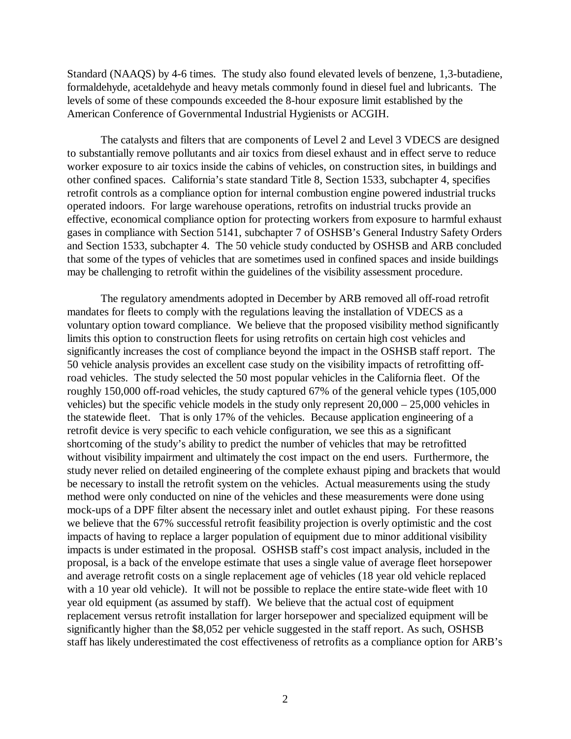Standard (NAAQS) by 4-6 times. The study also found elevated levels of benzene, 1,3-butadiene, formaldehyde, acetaldehyde and heavy metals commonly found in diesel fuel and lubricants. The levels of some of these compounds exceeded the 8-hour exposure limit established by the American Conference of Governmental Industrial Hygienists or ACGIH.

The catalysts and filters that are components of Level 2 and Level 3 VDECS are designed to substantially remove pollutants and air toxics from diesel exhaust and in effect serve to reduce worker exposure to air toxics inside the cabins of vehicles, on construction sites, in buildings and other confined spaces. California's state standard Title 8, Section 1533, subchapter 4, specifies retrofit controls as a compliance option for internal combustion engine powered industrial trucks operated indoors. For large warehouse operations, retrofits on industrial trucks provide an effective, economical compliance option for protecting workers from exposure to harmful exhaust gases in compliance with Section 5141, subchapter 7 of OSHSB's General Industry Safety Orders and Section 1533, subchapter 4. The 50 vehicle study conducted by OSHSB and ARB concluded that some of the types of vehicles that are sometimes used in confined spaces and inside buildings may be challenging to retrofit within the guidelines of the visibility assessment procedure.

The regulatory amendments adopted in December by ARB removed all off-road retrofit mandates for fleets to comply with the regulations leaving the installation of VDECS as a voluntary option toward compliance. We believe that the proposed visibility method significantly limits this option to construction fleets for using retrofits on certain high cost vehicles and significantly increases the cost of compliance beyond the impact in the OSHSB staff report. The 50 vehicle analysis provides an excellent case study on the visibility impacts of retrofitting off-road vehicles. The study selected the 50 most popular vehicles in the California fleet. Of the roughly 150,000 off-road vehicles, the study captured 67% of the general vehicle types (105,000 vehicles) but the specific vehicle models in the study only represent 20,000 – 25,000 vehicles in the statewide fleet. That is only 17% of the vehicles. Because application engineering of a retrofit device is very specific to each vehicle configuration, we see this as a significant shortcoming of the study's ability to predict the number of vehicles that may be retrofitted without visibility impairment and ultimately the cost impact on the end users. Furthermore, the study never relied on detailed engineering of the complete exhaust piping and brackets that would be necessary to install the retrofit system on the vehicles. Actual measurements using the study method were only conducted on nine of the vehicles and these measurements were done using mock-ups of a DPF filter absent the necessary inlet and outlet exhaust piping. For these reasons we believe that the 67% successful retrofit feasibility projection is overly optimistic and the cost impacts of having to replace a larger population of equipment due to minor additional visibility impacts is under estimated in the proposal. OSHSB staff's cost impact analysis, included in the proposal, is a back of the envelope estimate that uses a single value of average fleet horsepower and average retrofit costs on a single replacement age of vehicles (18 year old vehicle replaced with a 10 year old vehicle). It will not be possible to replace the entire state-wide fleet with 10 year old equipment (as assumed by staff). We believe that the actual cost of equipment replacement versus retrofit installation for larger horsepower and specialized equipment will be significantly higher than the $8,052 per vehicle suggested in the staff report. As such, OSHSB staff has likely underestimated the cost effectiveness of retrofits as a compliance option for ARB's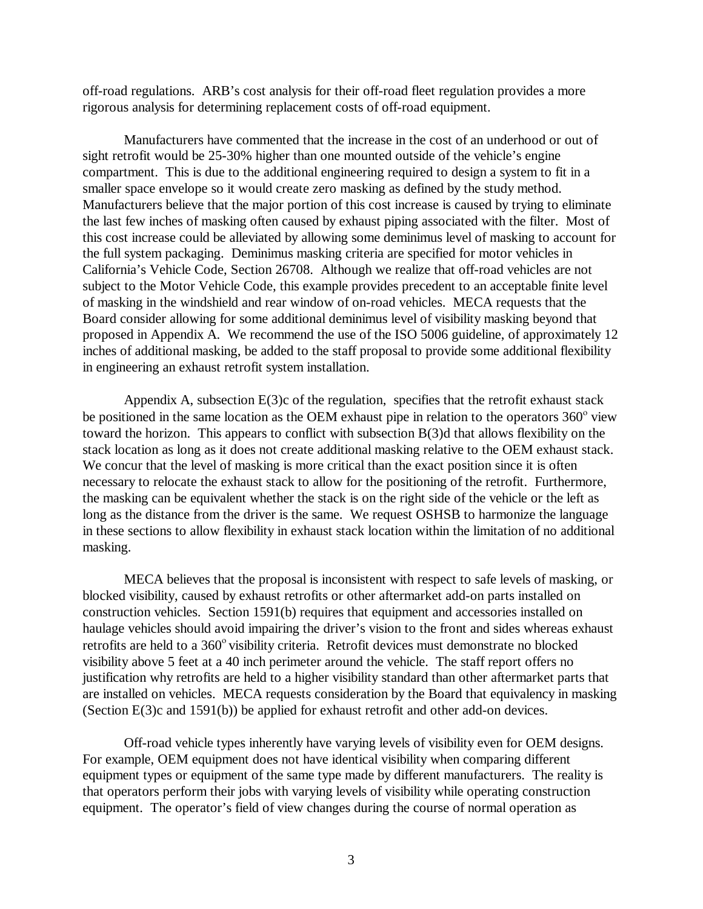off-road regulations. ARB's cost analysis for their off-road fleet regulation provides a more rigorous analysis for determining replacement costs of off-road equipment.

Manufacturers have commented that the increase in the cost of an underhood or out of sight retrofit would be 25-30% higher than one mounted outside of the vehicle's engine compartment. This is due to the additional engineering required to design a system to fit in a smaller space envelope so it would create zero masking as defined by the study method. Manufacturers believe that the major portion of this cost increase is caused by trying to eliminate the last few inches of masking often caused by exhaust piping associated with the filter. Most of this cost increase could be alleviated by allowing some deminimus level of masking to account for the full system packaging. Deminimus masking criteria are specified for motor vehicles in California's Vehicle Code, Section 26708. Although we realize that off-road vehicles are not subject to the Motor Vehicle Code, this example provides precedent to an acceptable finite level of masking in the windshield and rear window of on-road vehicles. MECA requests that the Board consider allowing for some additional deminimus level of visibility masking beyond that proposed in Appendix A. We recommend the use of the ISO 5006 guideline, of approximately 12 inches of additional masking, be added to the staff proposal to provide some additional flexibility in engineering an exhaust retrofit system installation.

Appendix A, subsection E(3)c of the regulation, specifies that the retrofit exhaust stack be positioned in the same location as the OEM exhaust pipe in relation to the operators 360$^{o}$ view toward the horizon. This appears to conflict with subsection B(3)d that allows flexibility on the stack location as long as it does not create additional masking relative to the OEM exhaust stack. We concur that the level of masking is more critical than the exact position since it is often necessary to relocate the exhaust stack to allow for the positioning of the retrofit. Furthermore, the masking can be equivalent whether the stack is on the right side of the vehicle or the left as long as the distance from the driver is the same. We request OSHSB to harmonize the language in these sections to allow flexibility in exhaust stack location within the limitation of no additional masking.

MECA believes that the proposal is inconsistent with respect to safe levels of masking, or blocked visibility, caused by exhaust retrofits or other aftermarket add-on parts installed on construction vehicles. Section 1591(b) requires that equipment and accessories installed on haulage vehicles should avoid impairing the driver's vision to the front and sides whereas exhaust retrofits are held to a 360$^{o}$ visibility criteria. Retrofit devices must demonstrate no blocked visibility above 5 feet at a 40 inch perimeter around the vehicle. The staff report offers no justification why retrofits are held to a higher visibility standard than other aftermarket parts that are installed on vehicles. MECA requests consideration by the Board that equivalency in masking (Section E(3)c and 1591(b)) be applied for exhaust retrofit and other add-on devices.

Off-road vehicle types inherently have varying levels of visibility even for OEM designs. For example, OEM equipment does not have identical visibility when comparing different equipment types or equipment of the same type made by different manufacturers. The reality is that operators perform their jobs with varying levels of visibility while operating construction equipment. The operator's field of view changes during the course of normal operation as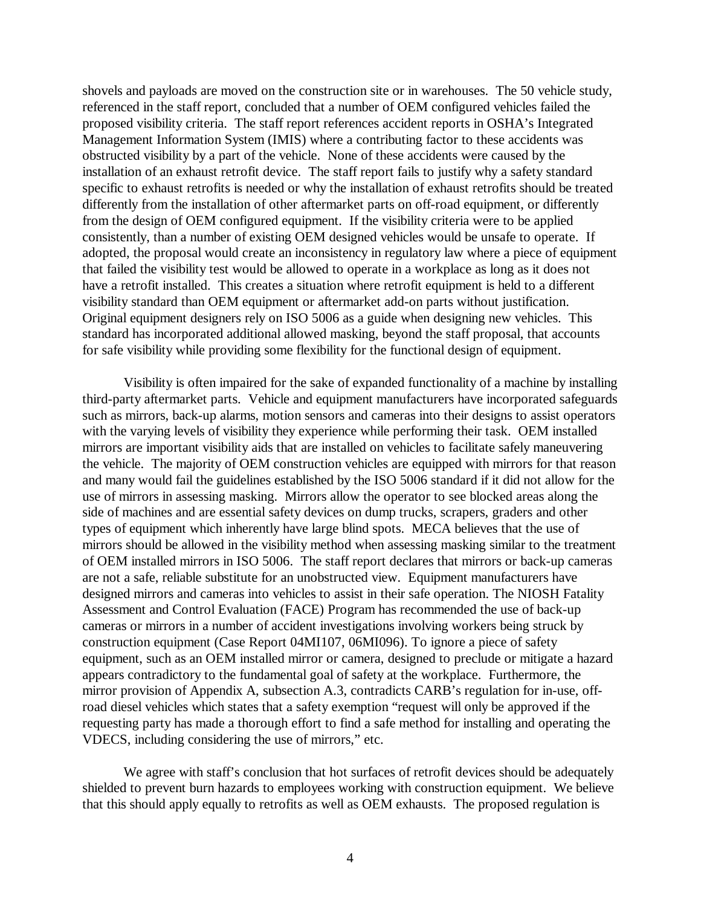shovels and payloads are moved on the construction site or in warehouses. The 50 vehicle study, referenced in the staff report, concluded that a number of OEM configured vehicles failed the proposed visibility criteria. The staff report references accident reports in OSHA's Integrated Management Information System (IMIS) where a contributing factor to these accidents was obstructed visibility by a part of the vehicle. None of these accidents were caused by the installation of an exhaust retrofit device. The staff report fails to justify why a safety standard specific to exhaust retrofits is needed or why the installation of exhaust retrofits should be treated differently from the installation of other aftermarket parts on off-road equipment, or differently from the design of OEM configured equipment. If the visibility criteria were to be applied consistently, than a number of existing OEM designed vehicles would be unsafe to operate. If adopted, the proposal would create an inconsistency in regulatory law where a piece of equipment that failed the visibility test would be allowed to operate in a workplace as long as it does not have a retrofit installed. This creates a situation where retrofit equipment is held to a different visibility standard than OEM equipment or aftermarket add-on parts without justification. Original equipment designers rely on ISO 5006 as a guide when designing new vehicles. This standard has incorporated additional allowed masking, beyond the staff proposal, that accounts for safe visibility while providing some flexibility for the functional design of equipment.

Visibility is often impaired for the sake of expanded functionality of a machine by installing third-party aftermarket parts. Vehicle and equipment manufacturers have incorporated safeguards such as mirrors, back-up alarms, motion sensors and cameras into their designs to assist operators with the varying levels of visibility they experience while performing their task. OEM installed mirrors are important visibility aids that are installed on vehicles to facilitate safely maneuvering the vehicle. The majority of OEM construction vehicles are equipped with mirrors for that reason and many would fail the guidelines established by the ISO 5006 standard if it did not allow for the use of mirrors in assessing masking. Mirrors allow the operator to see blocked areas along the side of machines and are essential safety devices on dump trucks, scrapers, graders and other types of equipment which inherently have large blind spots. MECA believes that the use of mirrors should be allowed in the visibility method when assessing masking similar to the treatment of OEM installed mirrors in ISO 5006. The staff report declares that mirrors or back-up cameras are not a safe, reliable substitute for an unobstructed view. Equipment manufacturers have designed mirrors and cameras into vehicles to assist in their safe operation. The NIOSH Fatality Assessment and Control Evaluation (FACE) Program has recommended the use of back-up cameras or mirrors in a number of accident investigations involving workers being struck by construction equipment (Case Report 04MI107, 06MI096). To ignore a piece of safety equipment, such as an OEM installed mirror or camera, designed to preclude or mitigate a hazard appears contradictory to the fundamental goal of safety at the workplace. Furthermore, the mirror provision of Appendix A, subsection A.3, contradicts CARB's regulation for in-use, off-road diesel vehicles which states that a safety exemption "request will only be approved if the requesting party has made a thorough effort to find a safe method for installing and operating the VDECS, including considering the use of mirrors," etc.

We agree with staff's conclusion that hot surfaces of retrofit devices should be adequately shielded to prevent burn hazards to employees working with construction equipment. We believe that this should apply equally to retrofits as well as OEM exhausts. The proposed regulation is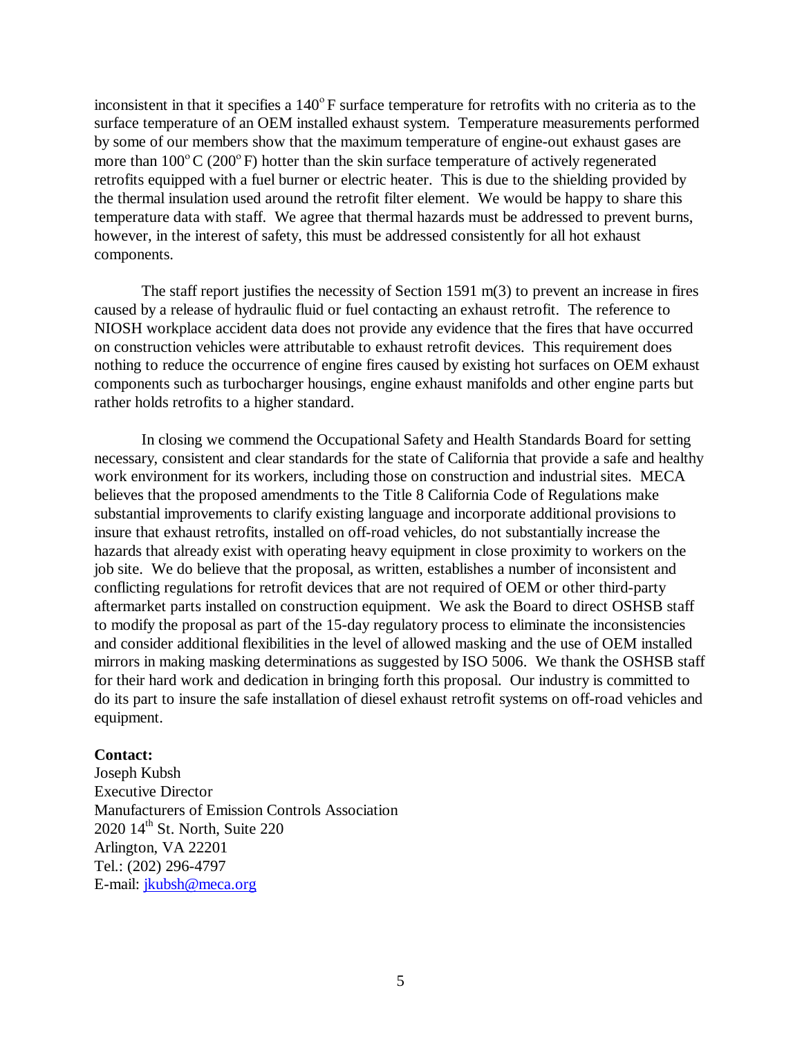inconsistent in that it specifies a 140$^{o}$ F surface temperature for retrofits with no criteria as to the surface temperature of an OEM installed exhaust system. Temperature measurements performed by some of our members show that the maximum temperature of engine-out exhaust gases are more than 100$^{o}$ C (200$^{o}$ F) hotter than the skin surface temperature of actively regenerated retrofits equipped with a fuel burner or electric heater. This is due to the shielding provided by the thermal insulation used around the retrofit filter element. We would be happy to share this temperature data with staff. We agree that thermal hazards must be addressed to prevent burns, however, in the interest of safety, this must be addressed consistently for all hot exhaust components.

The staff report justifies the necessity of Section 1591 m(3) to prevent an increase in fires caused by a release of hydraulic fluid or fuel contacting an exhaust retrofit. The reference to NIOSH workplace accident data does not provide any evidence that the fires that have occurred on construction vehicles were attributable to exhaust retrofit devices. This requirement does nothing to reduce the occurrence of engine fires caused by existing hot surfaces on OEM exhaust components such as turbocharger housings, engine exhaust manifolds and other engine parts but rather holds retrofits to a higher standard.

In closing we commend the Occupational Safety and Health Standards Board for setting necessary, consistent and clear standards for the state of California that provide a safe and healthy work environment for its workers, including those on construction and industrial sites. MECA believes that the proposed amendments to the Title 8 California Code of Regulations make substantial improvements to clarify existing language and incorporate additional provisions to insure that exhaust retrofits, installed on off-road vehicles, do not substantially increase the hazards that already exist with operating heavy equipment in close proximity to workers on the job site. We do believe that the proposal, as written, establishes a number of inconsistent and conflicting regulations for retrofit devices that are not required of OEM or other third-party aftermarket parts installed on construction equipment. We ask the Board to direct OSHSB staff to modify the proposal as part of the 15-day regulatory process to eliminate the inconsistencies and consider additional flexibilities in the level of allowed masking and the use of OEM installed mirrors in making masking determinations as suggested by ISO 5006. We thank the OSHSB staff for their hard work and dedication in bringing forth this proposal. Our industry is committed to do its part to insure the safe installation of diesel exhaust retrofit systems on off-road vehicles and equipment.

**Contact:**
Joseph Kubsh
Executive Director
Manufacturers of Emission Controls Association
2020 14th St. North, Suite 220
Arlington, VA 22201
Tel.: (202) 296-4797
E-mail: jkubsh@meca.org